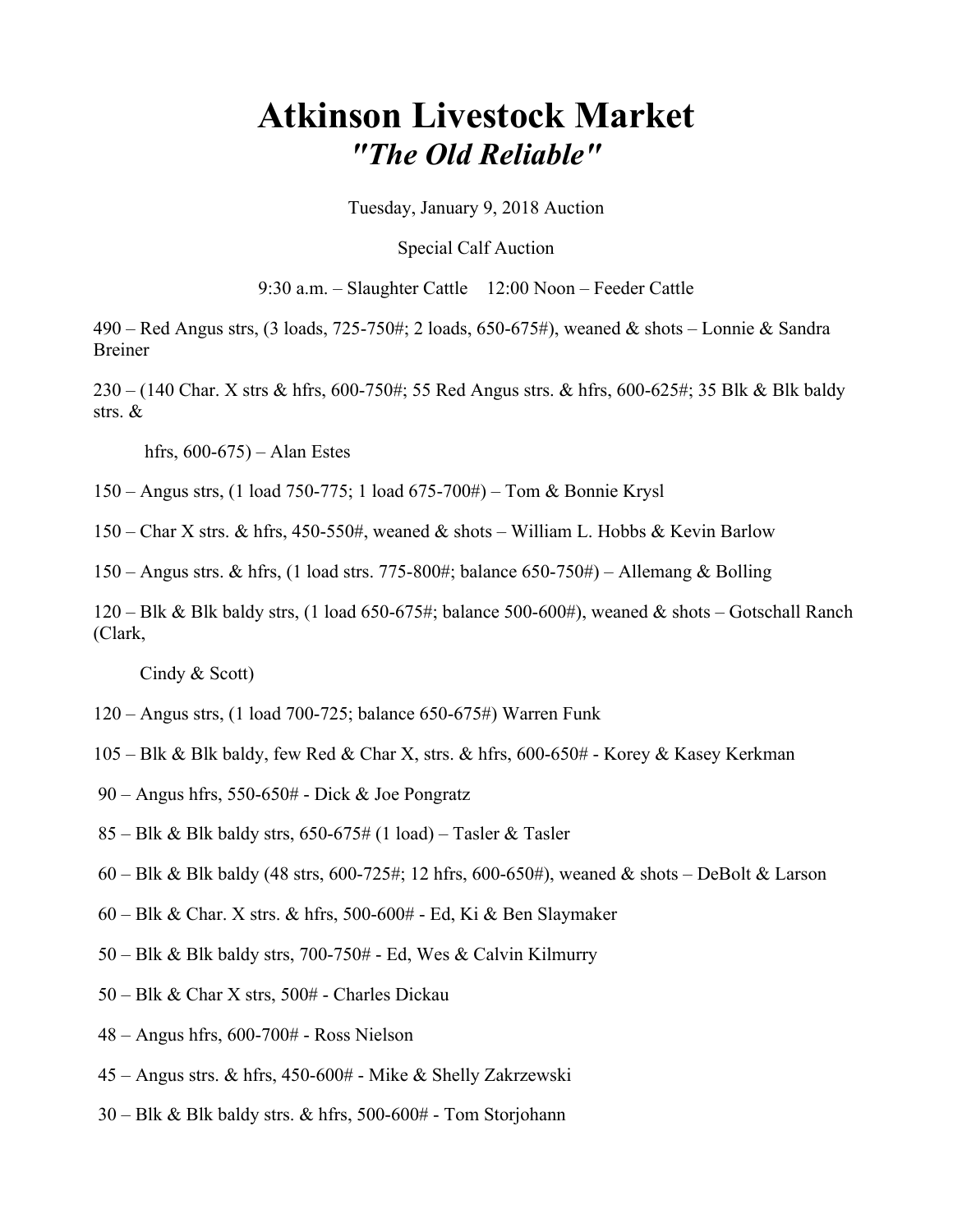# Atkinson Livestock Market
## *"The Old Reliable"*

Tuesday, January 9, 2018 Auction

Special Calf Auction

9:30 a.m. – Slaughter Cattle    12:00 Noon – Feeder Cattle

490 – Red Angus strs, (3 loads, 725-750#; 2 loads, 650-675#), weaned & shots – Lonnie & Sandra Breiner

230 – (140 Char. X strs & hfrs, 600-750#; 55 Red Angus strs. & hfrs, 600-625#; 35 Blk & Blk baldy strs. &

hfrs, 600-675) – Alan Estes

150 – Angus strs, (1 load 750-775; 1 load 675-700#) – Tom & Bonnie Krysl

150 – Char X strs. & hfrs, 450-550#, weaned & shots – William L. Hobbs & Kevin Barlow

150 – Angus strs. & hfrs, (1 load strs. 775-800#; balance 650-750#) – Allemang & Bolling

120 – Blk & Blk baldy strs, (1 load 650-675#; balance 500-600#), weaned & shots – Gotschall Ranch (Clark,

Cindy & Scott)

120 – Angus strs, (1 load 700-725; balance 650-675#) Warren Funk

105 – Blk & Blk baldy, few Red & Char X, strs. & hfrs, 600-650# - Korey & Kasey Kerkman

90 – Angus hfrs, 550-650# - Dick & Joe Pongratz

85 – Blk & Blk baldy strs, 650-675# (1 load) – Tasler & Tasler

60 – Blk & Blk baldy (48 strs, 600-725#; 12 hfrs, 600-650#), weaned & shots – DeBolt & Larson

60 – Blk & Char. X strs. & hfrs, 500-600# - Ed, Ki & Ben Slaymaker

50 – Blk & Blk baldy strs, 700-750# - Ed, Wes & Calvin Kilmurry

50 – Blk & Char X strs, 500# - Charles Dickau

48 – Angus hfrs, 600-700# - Ross Nielson

45 – Angus strs. & hfrs, 450-600# - Mike & Shelly Zakrzewski

30 – Blk & Blk baldy strs. & hfrs, 500-600# - Tom Storjohann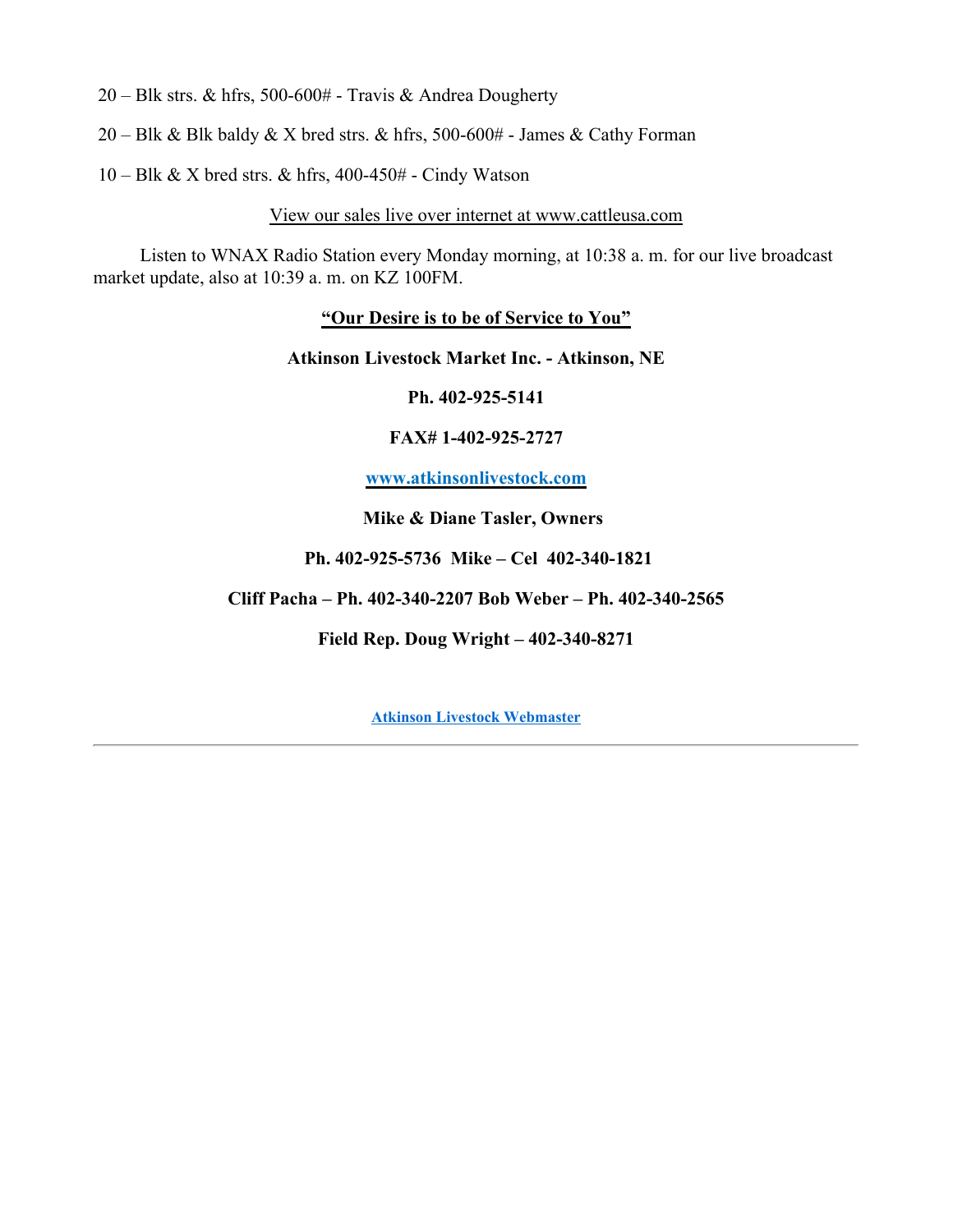20 – Blk strs. & hfrs, 500-600# - Travis & Andrea Dougherty

20 – Blk & Blk baldy & X bred strs. & hfrs, 500-600# - James & Cathy Forman

10 – Blk & X bred strs. & hfrs, 400-450# - Cindy Watson

View our sales live over internet at www.cattleusa.com

Listen to WNAX Radio Station every Monday morning, at 10:38 a. m. for our live broadcast market update, also at 10:39 a. m. on KZ 100FM.

**"Our Desire is to be of Service to You"**

**Atkinson Livestock Market Inc. - Atkinson, NE**

**Ph. 402-925-5141**

**FAX# 1-402-925-2727**

**www.atkinsonlivestock.com**

**Mike & Diane Tasler, Owners**

**Ph. 402-925-5736  Mike – Cel  402-340-1821**

**Cliff Pacha – Ph. 402-340-2207 Bob Weber – Ph. 402-340-2565**

**Field Rep. Doug Wright – 402-340-8271**

**Atkinson Livestock Webmaster**